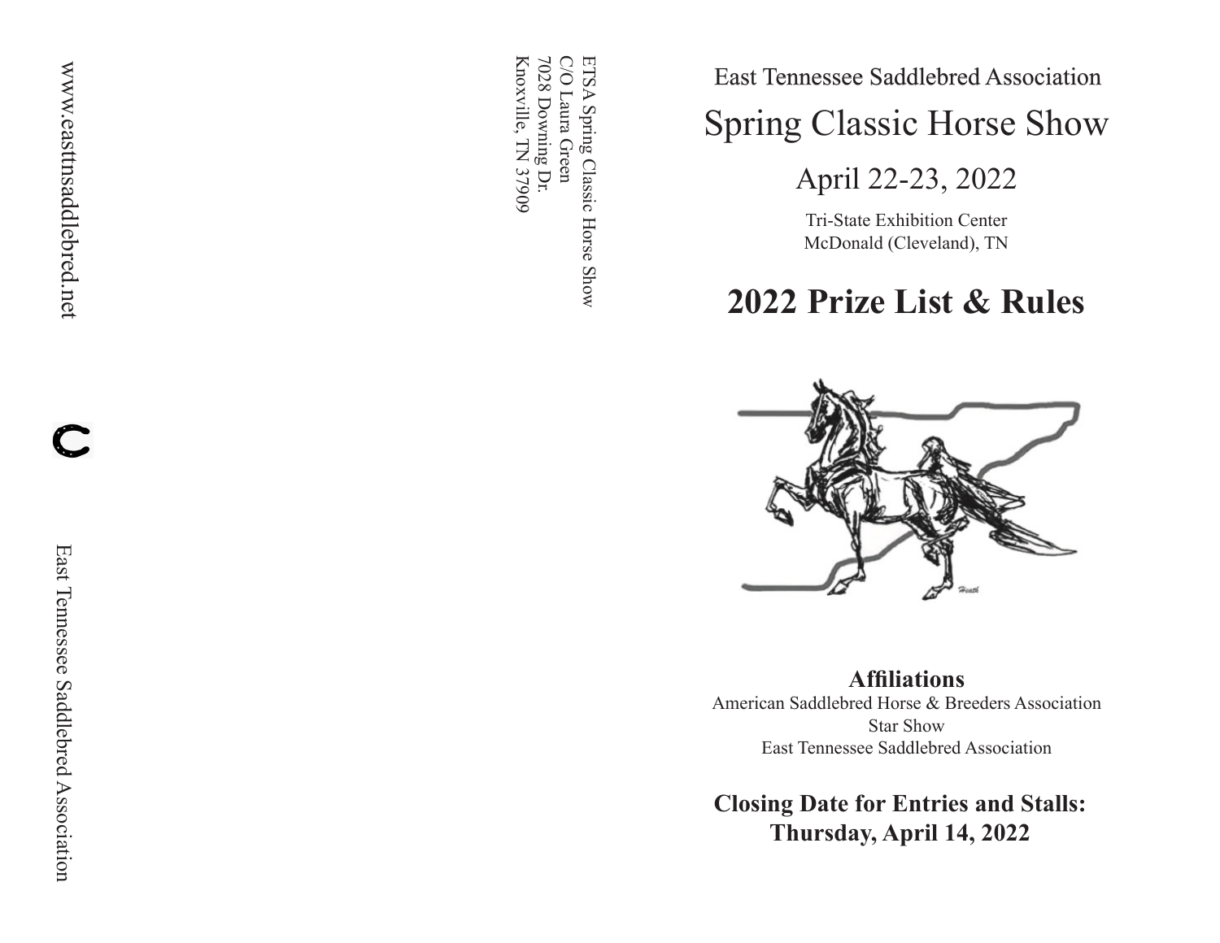www.easttnsaddlebred.net

East Tennessee Saddlebred Association

ETSA Spring Classic Horse Show
C/O Laura Green
7028 Downing Dr.
Knoxville, TN 37909

East Tennessee Saddlebred Association

# Spring Classic Horse Show

## April 22-23, 2022

Tri-State Exhibition Center
McDonald (Cleveland), TN

# 2022 Prize List & Rules

**Affiliations**

American Saddlebred Horse & Breeders Association
Star Show
East Tennessee Saddlebred Association

**Closing Date for Entries and Stalls:**
**Thursday, April 14, 2022**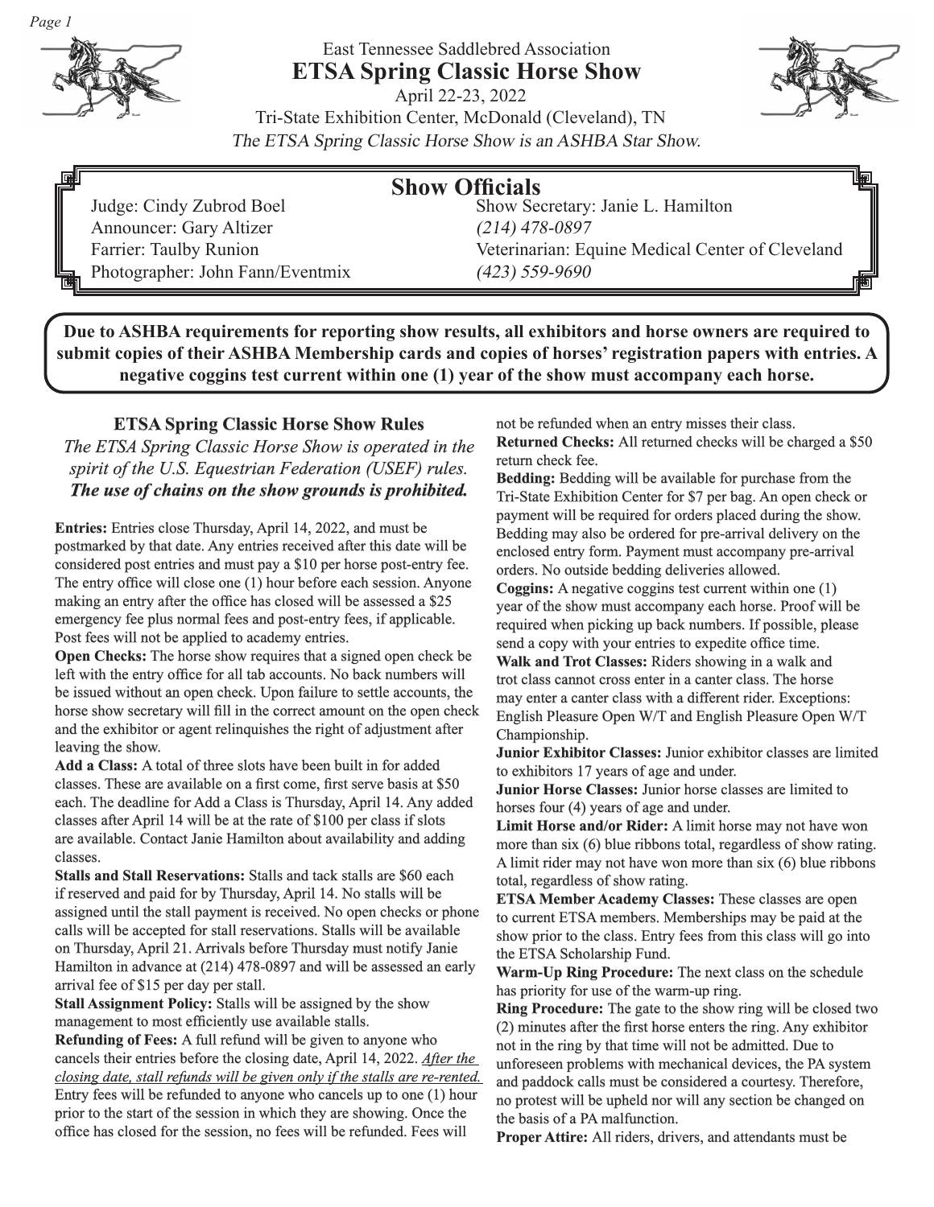East Tennessee Saddlebred Association

# ETSA Spring Classic Horse Show

April 22-23, 2022

Tri-State Exhibition Center, McDonald (Cleveland), TN

*The ETSA Spring Classic Horse Show is an ASHBA Star Show.*

## Show Officials

Judge: Cindy Zubrod Boel
Announcer: Gary Altizer
Farrier: Taulby Runion
Photographer: John Fann/Eventmix

Show Secretary: Janie L. Hamilton
*(214) 478-0897*
Veterinarian: Equine Medical Center of Cleveland
*(423) 559-9690*

**Due to ASHBA requirements for reporting show results, all exhibitors and horse owners are required to submit copies of their ASHBA Membership cards and copies of horses' registration papers with entries. A negative coggins test current within one (1) year of the show must accompany each horse.**

### ETSA Spring Classic Horse Show Rules

*The ETSA Spring Classic Horse Show is operated in the spirit of the U.S. Equestrian Federation (USEF) rules.*
***The use of chains on the show grounds is prohibited.***

**Entries:** Entries close Thursday, April 14, 2022, and must be postmarked by that date. Any entries received after this date will be considered post entries and must pay a $10 per horse post-entry fee. The entry office will close one (1) hour before each session. Anyone making an entry after the office has closed will be assessed a $25 emergency fee plus normal fees and post-entry fees, if applicable. Post fees will not be applied to academy entries.

**Open Checks:** The horse show requires that a signed open check be left with the entry office for all tab accounts. No back numbers will be issued without an open check. Upon failure to settle accounts, the horse show secretary will fill in the correct amount on the open check and the exhibitor or agent relinquishes the right of adjustment after leaving the show.

**Add a Class:** A total of three slots have been built in for added classes. These are available on a first come, first serve basis at $50 each. The deadline for Add a Class is Thursday, April 14. Any added classes after April 14 will be at the rate of $100 per class if slots are available. Contact Janie Hamilton about availability and adding classes.

**Stalls and Stall Reservations:** Stalls and tack stalls are $60 each if reserved and paid for by Thursday, April 14. No stalls will be assigned until the stall payment is received. No open checks or phone calls will be accepted for stall reservations. Stalls will be available on Thursday, April 21. Arrivals before Thursday must notify Janie Hamilton in advance at (214) 478-0897 and will be assessed an early arrival fee of $15 per day per stall.

**Stall Assignment Policy:** Stalls will be assigned by the show management to most efficiently use available stalls.

**Refunding of Fees:** A full refund will be given to anyone who cancels their entries before the closing date, April 14, 2022. *After the closing date, stall refunds will be given only if the stalls are re-rented.* Entry fees will be refunded to anyone who cancels up to one (1) hour prior to the start of the session in which they are showing. Once the office has closed for the session, no fees will be refunded. Fees will not be refunded when an entry misses their class.

**Returned Checks:** All returned checks will be charged a $50 return check fee.

**Bedding:** Bedding will be available for purchase from the Tri-State Exhibition Center for $7 per bag. An open check or payment will be required for orders placed during the show. Bedding may also be ordered for pre-arrival delivery on the enclosed entry form. Payment must accompany pre-arrival orders. No outside bedding deliveries allowed.

**Coggins:** A negative coggins test current within one (1) year of the show must accompany each horse. Proof will be required when picking up back numbers. If possible, please send a copy with your entries to expedite office time.

**Walk and Trot Classes:** Riders showing in a walk and trot class cannot cross enter in a canter class. The horse may enter a canter class with a different rider. Exceptions: English Pleasure Open W/T and English Pleasure Open W/T Championship.

**Junior Exhibitor Classes:** Junior exhibitor classes are limited to exhibitors 17 years of age and under.

**Junior Horse Classes:** Junior horse classes are limited to horses four (4) years of age and under.

**Limit Horse and/or Rider:** A limit horse may not have won more than six (6) blue ribbons total, regardless of show rating. A limit rider may not have won more than six (6) blue ribbons total, regardless of show rating.

**ETSA Member Academy Classes:** These classes are open to current ETSA members. Memberships may be paid at the show prior to the class. Entry fees from this class will go into the ETSA Scholarship Fund.

**Warm-Up Ring Procedure:** The next class on the schedule has priority for use of the warm-up ring.

**Ring Procedure:** The gate to the show ring will be closed two (2) minutes after the first horse enters the ring. Any exhibitor not in the ring by that time will not be admitted. Due to unforeseen problems with mechanical devices, the PA system and paddock calls must be considered a courtesy. Therefore, no protest will be upheld nor will any section be changed on the basis of a PA malfunction.

**Proper Attire:** All riders, drivers, and attendants must be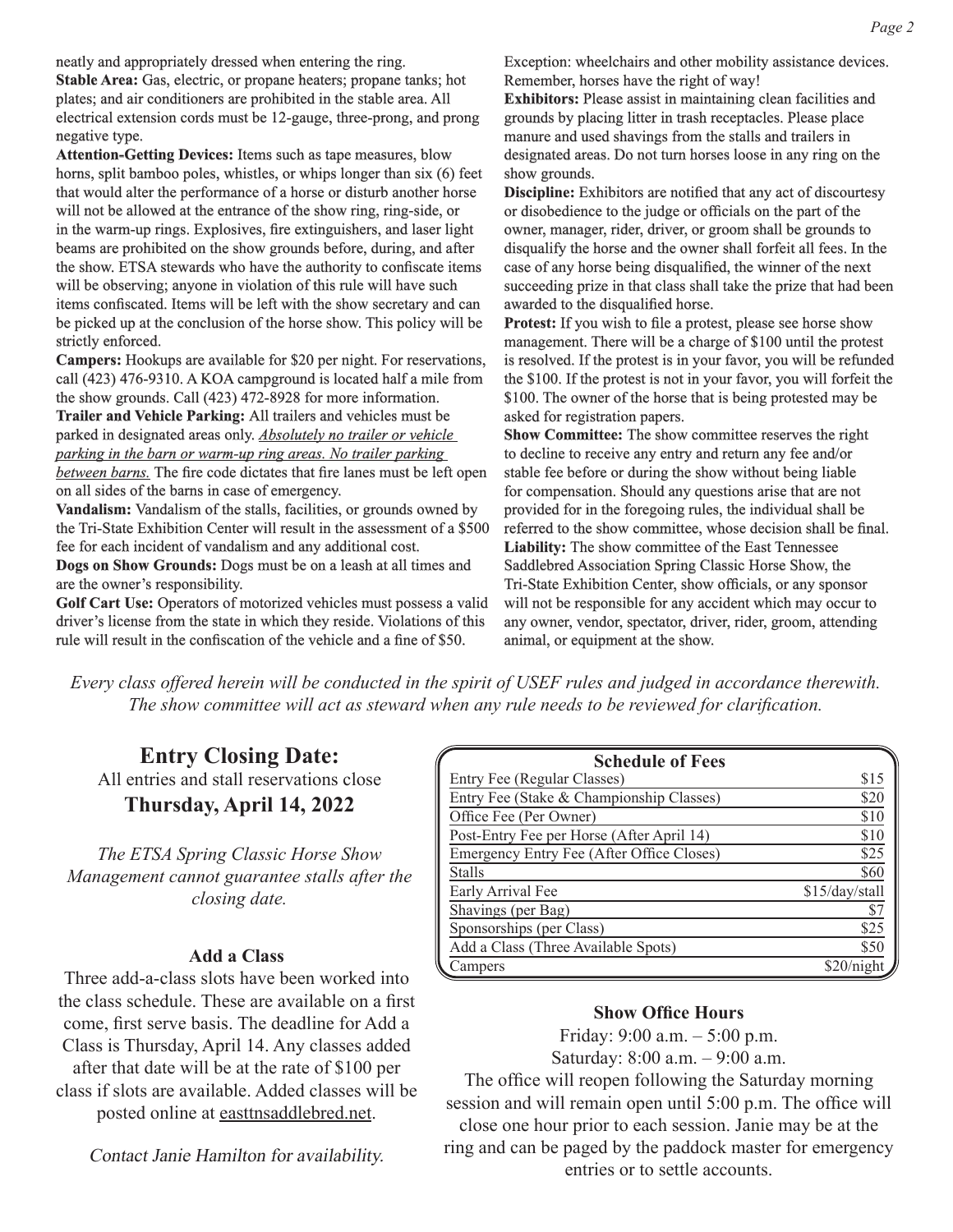neatly and appropriately dressed when entering the ring.

**Stable Area:** Gas, electric, or propane heaters; propane tanks; hot plates; and air conditioners are prohibited in the stable area. All electrical extension cords must be 12-gauge, three-prong, and prong negative type.

**Attention-Getting Devices:** Items such as tape measures, blow horns, split bamboo poles, whistles, or whips longer than six (6) feet that would alter the performance of a horse or disturb another horse will not be allowed at the entrance of the show ring, ring-side, or in the warm-up rings. Explosives, fire extinguishers, and laser light beams are prohibited on the show grounds before, during, and after the show. ETSA stewards who have the authority to confiscate items will be observing; anyone in violation of this rule will have such items confiscated. Items will be left with the show secretary and can be picked up at the conclusion of the horse show. This policy will be strictly enforced.

**Campers:** Hookups are available for $20 per night. For reservations, call (423) 476-9310. A KOA campground is located half a mile from the show grounds. Call (423) 472-8928 for more information.

**Trailer and Vehicle Parking:** All trailers and vehicles must be parked in designated areas only. ***Absolutely no trailer or vehicle parking in the barn or warm-up ring areas. No trailer parking between barns.*** The fire code dictates that fire lanes must be left open on all sides of the barns in case of emergency.

**Vandalism:** Vandalism of the stalls, facilities, or grounds owned by the Tri-State Exhibition Center will result in the assessment of a $500 fee for each incident of vandalism and any additional cost.

**Dogs on Show Grounds:** Dogs must be on a leash at all times and are the owner's responsibility.

**Golf Cart Use:** Operators of motorized vehicles must possess a valid driver's license from the state in which they reside. Violations of this rule will result in the confiscation of the vehicle and a fine of $50. Exception: wheelchairs and other mobility assistance devices. Remember, horses have the right of way!

**Exhibitors:** Please assist in maintaining clean facilities and grounds by placing litter in trash receptacles. Please place manure and used shavings from the stalls and trailers in designated areas. Do not turn horses loose in any ring on the show grounds.

**Discipline:** Exhibitors are notified that any act of discourtesy or disobedience to the judge or officials on the part of the owner, manager, rider, driver, or groom shall be grounds to disqualify the horse and the owner shall forfeit all fees. In the case of any horse being disqualified, the winner of the next succeeding prize in that class shall take the prize that had been awarded to the disqualified horse.

**Protest:** If you wish to file a protest, please see horse show management. There will be a charge of $100 until the protest is resolved. If the protest is in your favor, you will be refunded the $100. If the protest is not in your favor, you will forfeit the $100. The owner of the horse that is being protested may be asked for registration papers.

**Show Committee:** The show committee reserves the right to decline to receive any entry and return any fee and/or stable fee before or during the show without being liable for compensation. Should any questions arise that are not provided for in the foregoing rules, the individual shall be referred to the show committee, whose decision shall be final.

**Liability:** The show committee of the East Tennessee Saddlebred Association Spring Classic Horse Show, the Tri-State Exhibition Center, show officials, or any sponsor will not be responsible for any accident which may occur to any owner, vendor, spectator, driver, rider, groom, attending animal, or equipment at the show.

*Every class offered herein will be conducted in the spirit of USEF rules and judged in accordance therewith. The show committee will act as steward when any rule needs to be reviewed for clarification.*

## Entry Closing Date:

All entries and stall reservations close
**Thursday, April 14, 2022**

*The ETSA Spring Classic Horse Show Management cannot guarantee stalls after the closing date.*

### Add a Class

Three add-a-class slots have been worked into the class schedule. These are available on a first come, first serve basis. The deadline for Add a Class is Thursday, April 14. Any classes added after that date will be at the rate of $100 per class if slots are available. Added classes will be posted online at easttnsaddlebred.net.

*Contact Janie Hamilton for availability.*

| Schedule of Fees | |
|---|---|
| Entry Fee (Regular Classes) | $15 |
| Entry Fee (Stake & Championship Classes) | $20 |
| Office Fee (Per Owner) | $10 |
| Post-Entry Fee per Horse (After April 14) | $10 |
| Emergency Entry Fee (After Office Closes) | $25 |
| Stalls | $60 |
| Early Arrival Fee | $15/day/stall |
| Shavings (per Bag) | $7 |
| Sponsorships (per Class) | $25 |
| Add a Class (Three Available Spots) | $50 |
| Campers | $20/night |

### Show Office Hours

Friday: 9:00 a.m. – 5:00 p.m.
Saturday: 8:00 a.m. – 9:00 a.m.
The office will reopen following the Saturday morning session and will remain open until 5:00 p.m. The office will close one hour prior to each session. Janie may be at the ring and can be paged by the paddock master for emergency entries or to settle accounts.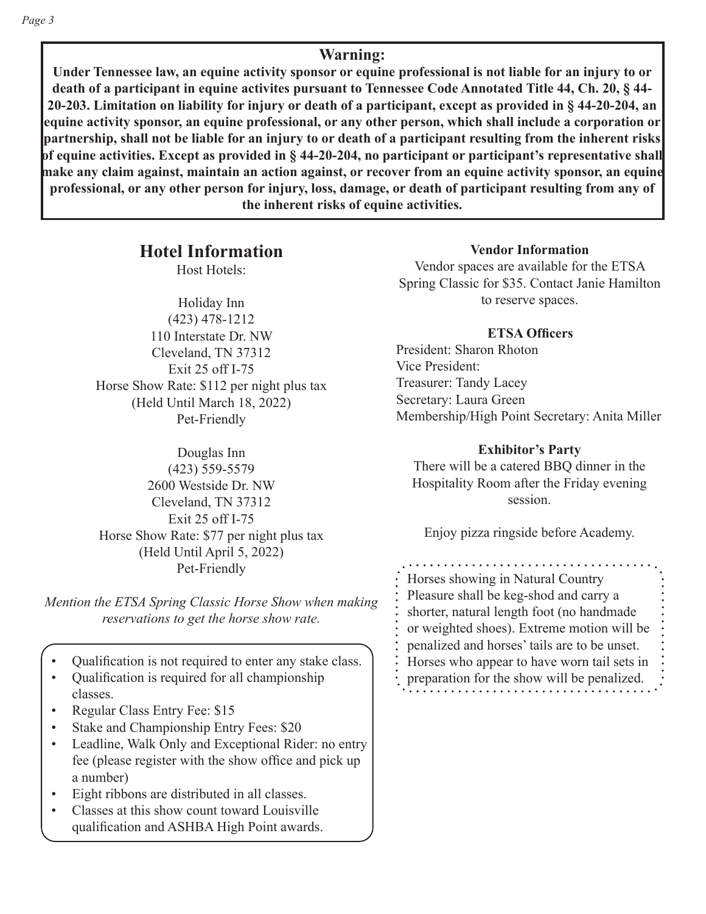## Warning:

**Under Tennessee law, an equine activity sponsor or equine professional is not liable for an injury to or death of a participant in equine activites pursuant to Tennessee Code Annotated Title 44, Ch. 20, § 44-20-203. Limitation on liability for injury or death of a participant, except as provided in § 44-20-204, an equine activity sponsor, an equine professional, or any other person, which shall include a corporation or partnership, shall not be liable for an injury to or death of a participant resulting from the inherent risks of equine activities. Except as provided in § 44-20-204, no participant or participant's representative shall make any claim against, maintain an action against, or recover from an equine activity sponsor, an equine professional, or any other person for injury, loss, damage, or death of participant resulting from any of the inherent risks of equine activities.**

## Hotel Information

Host Hotels:

Holiday Inn
(423) 478-1212
110 Interstate Dr. NW
Cleveland, TN 37312
Exit 25 off I-75
Horse Show Rate: $112 per night plus tax
(Held Until March 18, 2022)
Pet-Friendly

Douglas Inn
(423) 559-5579
2600 Westside Dr. NW
Cleveland, TN 37312
Exit 25 off I-75
Horse Show Rate: $77 per night plus tax
(Held Until April 5, 2022)
Pet-Friendly

*Mention the ETSA Spring Classic Horse Show when making reservations to get the horse show rate.*

- Qualification is not required to enter any stake class.
- Qualification is required for all championship classes.
- Regular Class Entry Fee: $15
- Stake and Championship Entry Fees: $20
- Leadline, Walk Only and Exceptional Rider: no entry fee (please register with the show office and pick up a number)
- Eight ribbons are distributed in all classes.
- Classes at this show count toward Louisville qualification and ASHBA High Point awards.

### Vendor Information

Vendor spaces are available for the ETSA Spring Classic for $35. Contact Janie Hamilton to reserve spaces.

### ETSA Officers

President: Sharon Rhoton
Vice President:
Treasurer: Tandy Lacey
Secretary: Laura Green
Membership/High Point Secretary: Anita Miller

### Exhibitor's Party

There will be a catered BBQ dinner in the Hospitality Room after the Friday evening session.

Enjoy pizza ringside before Academy.

Horses showing in Natural Country Pleasure shall be keg-shod and carry a shorter, natural length foot (no handmade or weighted shoes). Extreme motion will be penalized and horses' tails are to be unset. Horses who appear to have worn tail sets in preparation for the show will be penalized.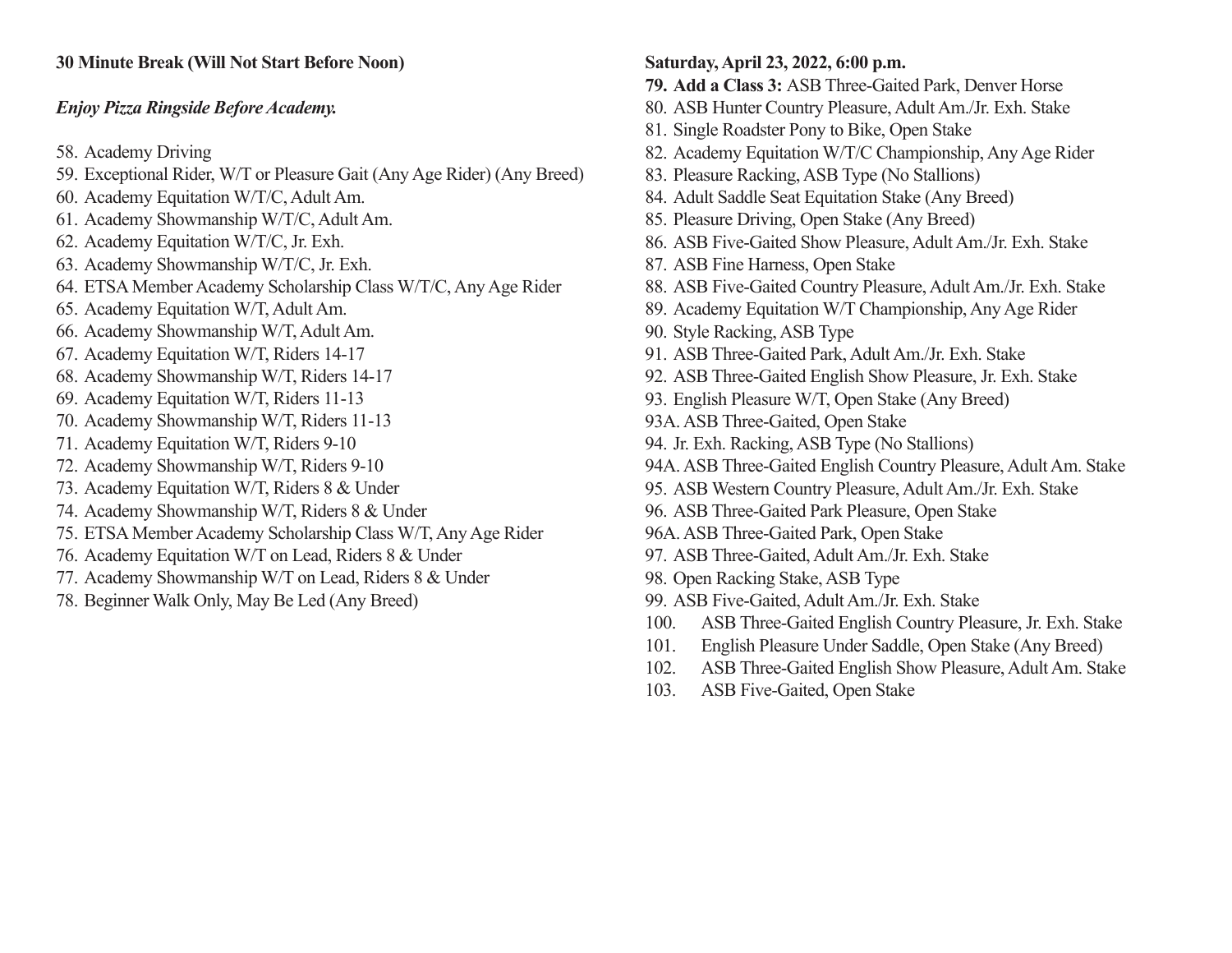**30 Minute Break (Will Not Start Before Noon)**

***Enjoy Pizza Ringside Before Academy.***

58. Academy Driving
59. Exceptional Rider, W/T or Pleasure Gait (Any Age Rider) (Any Breed)
60. Academy Equitation W/T/C, Adult Am.
61. Academy Showmanship W/T/C, Adult Am.
62. Academy Equitation W/T/C, Jr. Exh.
63. Academy Showmanship W/T/C, Jr. Exh.
64. ETSA Member Academy Scholarship Class W/T/C, Any Age Rider
65. Academy Equitation W/T, Adult Am.
66. Academy Showmanship W/T, Adult Am.
67. Academy Equitation W/T, Riders 14-17
68. Academy Showmanship W/T, Riders 14-17
69. Academy Equitation W/T, Riders 11-13
70. Academy Showmanship W/T, Riders 11-13
71. Academy Equitation W/T, Riders 9-10
72. Academy Showmanship W/T, Riders 9-10
73. Academy Equitation W/T, Riders 8 & Under
74. Academy Showmanship W/T, Riders 8 & Under
75. ETSA Member Academy Scholarship Class W/T, Any Age Rider
76. Academy Equitation W/T on Lead, Riders 8 & Under
77. Academy Showmanship W/T on Lead, Riders 8 & Under
78. Beginner Walk Only, May Be Led (Any Breed)

**Saturday, April 23, 2022, 6:00 p.m.**

**79. Add a Class 3:** ASB Three-Gaited Park, Denver Horse
80. ASB Hunter Country Pleasure, Adult Am./Jr. Exh. Stake
81. Single Roadster Pony to Bike, Open Stake
82. Academy Equitation W/T/C Championship, Any Age Rider
83. Pleasure Racking, ASB Type (No Stallions)
84. Adult Saddle Seat Equitation Stake (Any Breed)
85. Pleasure Driving, Open Stake (Any Breed)
86. ASB Five-Gaited Show Pleasure, Adult Am./Jr. Exh. Stake
87. ASB Fine Harness, Open Stake
88. ASB Five-Gaited Country Pleasure, Adult Am./Jr. Exh. Stake
89. Academy Equitation W/T Championship, Any Age Rider
90. Style Racking, ASB Type
91. ASB Three-Gaited Park, Adult Am./Jr. Exh. Stake
92. ASB Three-Gaited English Show Pleasure, Jr. Exh. Stake
93. English Pleasure W/T, Open Stake (Any Breed)

93A. ASB Three-Gaited, Open Stake

94. Jr. Exh. Racking, ASB Type (No Stallions)

94A. ASB Three-Gaited English Country Pleasure, Adult Am. Stake

95. ASB Western Country Pleasure, Adult Am./Jr. Exh. Stake
96. ASB Three-Gaited Park Pleasure, Open Stake

96A. ASB Three-Gaited Park, Open Stake

97. ASB Three-Gaited, Adult Am./Jr. Exh. Stake
98. Open Racking Stake, ASB Type
99. ASB Five-Gaited, Adult Am./Jr. Exh. Stake
100. ASB Three-Gaited English Country Pleasure, Jr. Exh. Stake
101. English Pleasure Under Saddle, Open Stake (Any Breed)
102. ASB Three-Gaited English Show Pleasure, Adult Am. Stake
103. ASB Five-Gaited, Open Stake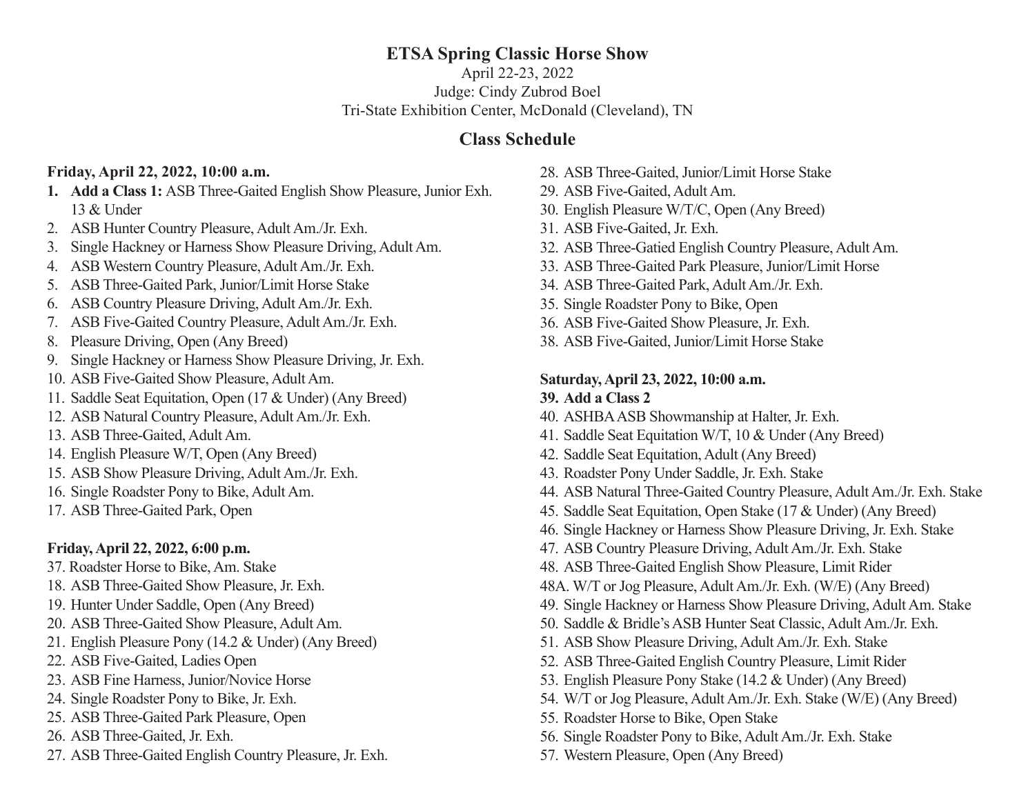## ETSA Spring Classic Horse Show

April 22-23, 2022
Judge: Cindy Zubrod Boel
Tri-State Exhibition Center, McDonald (Cleveland), TN

## Class Schedule

**Friday, April 22, 2022, 10:00 a.m.**

1. **Add a Class 1:** ASB Three-Gaited English Show Pleasure, Junior Exh. 13 & Under
2. ASB Hunter Country Pleasure, Adult Am./Jr. Exh.
3. Single Hackney or Harness Show Pleasure Driving, Adult Am.
4. ASB Western Country Pleasure, Adult Am./Jr. Exh.
5. ASB Three-Gaited Park, Junior/Limit Horse Stake
6. ASB Country Pleasure Driving, Adult Am./Jr. Exh.
7. ASB Five-Gaited Country Pleasure, Adult Am./Jr. Exh.
8. Pleasure Driving, Open (Any Breed)
9. Single Hackney or Harness Show Pleasure Driving, Jr. Exh.
10. ASB Five-Gaited Show Pleasure, Adult Am.
11. Saddle Seat Equitation, Open (17 & Under) (Any Breed)
12. ASB Natural Country Pleasure, Adult Am./Jr. Exh.
13. ASB Three-Gaited, Adult Am.
14. English Pleasure W/T, Open (Any Breed)
15. ASB Show Pleasure Driving, Adult Am./Jr. Exh.
16. Single Roadster Pony to Bike, Adult Am.
17. ASB Three-Gaited Park, Open

**Friday, April 22, 2022, 6:00 p.m.**

37. Roadster Horse to Bike, Am. Stake
18. ASB Three-Gaited Show Pleasure, Jr. Exh.
19. Hunter Under Saddle, Open (Any Breed)
20. ASB Three-Gaited Show Pleasure, Adult Am.
21. English Pleasure Pony (14.2 & Under) (Any Breed)
22. ASB Five-Gaited, Ladies Open
23. ASB Fine Harness, Junior/Novice Horse
24. Single Roadster Pony to Bike, Jr. Exh.
25. ASB Three-Gaited Park Pleasure, Open
26. ASB Three-Gaited, Jr. Exh.
27. ASB Three-Gaited English Country Pleasure, Jr. Exh.
28. ASB Three-Gaited, Junior/Limit Horse Stake
29. ASB Five-Gaited, Adult Am.
30. English Pleasure W/T/C, Open (Any Breed)
31. ASB Five-Gaited, Jr. Exh.
32. ASB Three-Gatied English Country Pleasure, Adult Am.
33. ASB Three-Gaited Park Pleasure, Junior/Limit Horse
34. ASB Three-Gaited Park, Adult Am./Jr. Exh.
35. Single Roadster Pony to Bike, Open
36. ASB Five-Gaited Show Pleasure, Jr. Exh.
38. ASB Five-Gaited, Junior/Limit Horse Stake

**Saturday, April 23, 2022, 10:00 a.m.**

39. **Add a Class 2**
40. ASHBA ASB Showmanship at Halter, Jr. Exh.
41. Saddle Seat Equitation W/T, 10 & Under (Any Breed)
42. Saddle Seat Equitation, Adult (Any Breed)
43. Roadster Pony Under Saddle, Jr. Exh. Stake
44. ASB Natural Three-Gaited Country Pleasure, Adult Am./Jr. Exh. Stake
45. Saddle Seat Equitation, Open Stake (17 & Under) (Any Breed)
46. Single Hackney or Harness Show Pleasure Driving, Jr. Exh. Stake
47. ASB Country Pleasure Driving, Adult Am./Jr. Exh. Stake
48. ASB Three-Gaited English Show Pleasure, Limit Rider

48A. W/T or Jog Pleasure, Adult Am./Jr. Exh. (W/E) (Any Breed)

49. Single Hackney or Harness Show Pleasure Driving, Adult Am. Stake
50. Saddle & Bridle's ASB Hunter Seat Classic, Adult Am./Jr. Exh.
51. ASB Show Pleasure Driving, Adult Am./Jr. Exh. Stake
52. ASB Three-Gaited English Country Pleasure, Limit Rider
53. English Pleasure Pony Stake (14.2 & Under) (Any Breed)
54. W/T or Jog Pleasure, Adult Am./Jr. Exh. Stake (W/E) (Any Breed)
55. Roadster Horse to Bike, Open Stake
56. Single Roadster Pony to Bike, Adult Am./Jr. Exh. Stake
57. Western Pleasure, Open (Any Breed)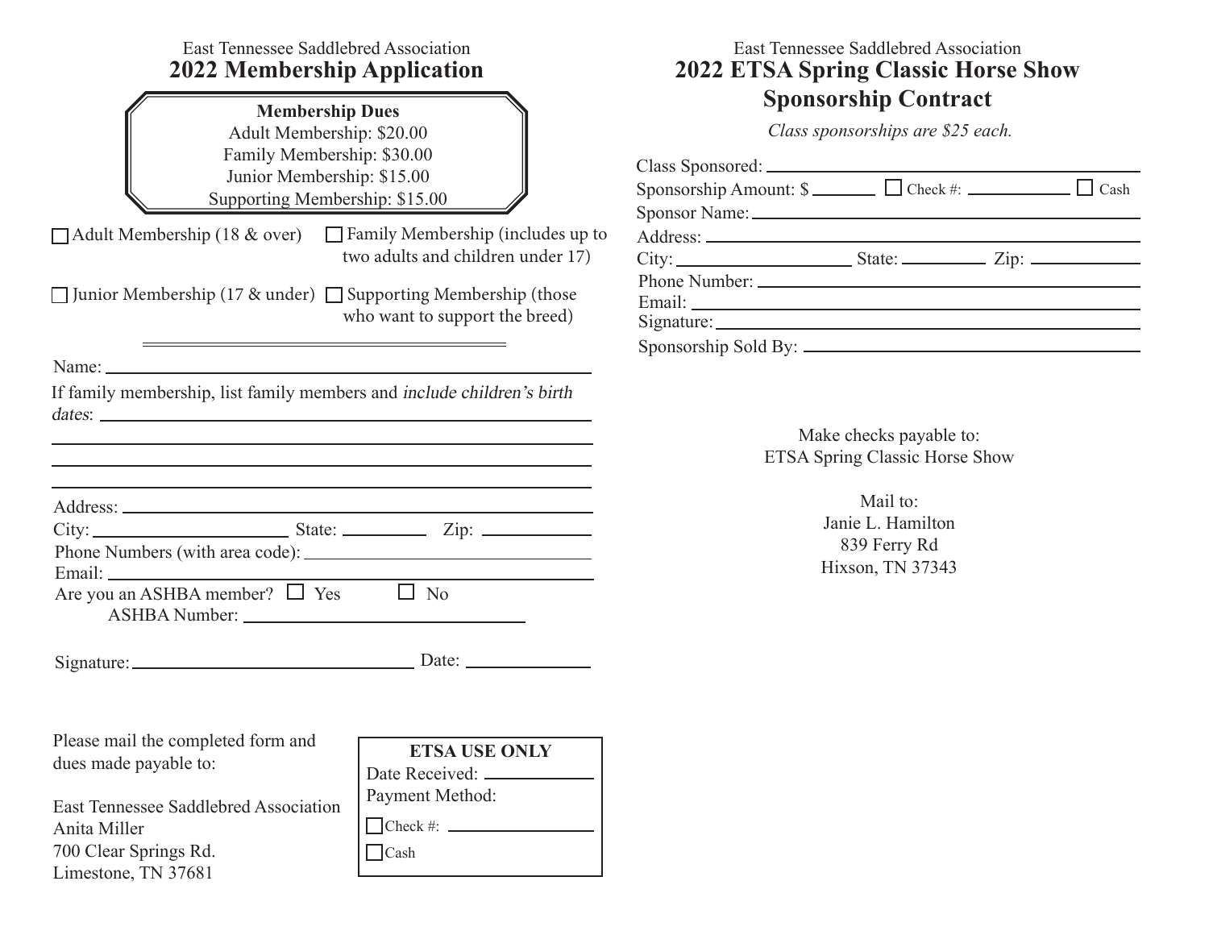East Tennessee Saddlebred Association

# 2022 Membership Application

**Membership Dues**

Adult Membership: $20.00
Family Membership: $30.00
Junior Membership: $15.00
Supporting Membership: $15.00

☐ Adult Membership (18 & over)

☐ Family Membership (includes up to two adults and children under 17)

☐ Junior Membership (17 & under)

☐ Supporting Membership (those who want to support the breed)

---

Name: ______________________________

If family membership, list family members and *include children's birth dates*: ______________________________

______________________________

______________________________

______________________________

Address: ______________________________

City: ______________ State: ________ Zip: __________

Phone Numbers (with area code): ______________________________

Email: ______________________________

Are you an ASHBA member? ☐ Yes ☐ No

ASHBA Number: ______________________________

Signature: ______________________ Date: __________

Please mail the completed form and dues made payable to:

East Tennessee Saddlebred Association
Anita Miller
700 Clear Springs Rd.
Limestone, TN 37681

**ETSA USE ONLY**

Date Received: __________

Payment Method:

☐ Check #: __________

☐ Cash

East Tennessee Saddlebred Association

# 2022 ETSA Spring Classic Horse Show Sponsorship Contract

*Class sponsorships are $25 each.*

Class Sponsored: ______________________________

Sponsorship Amount: $ ______ ☐ Check #: __________ ☐ Cash

Sponsor Name: ______________________________

Address: ______________________________

City: ______________ State: ________ Zip: __________

Phone Number: ______________________________

Email: ______________________________

Signature: ______________________________

Sponsorship Sold By: ______________________________

Make checks payable to:
ETSA Spring Classic Horse Show

Mail to:
Janie L. Hamilton
839 Ferry Rd
Hixson, TN 37343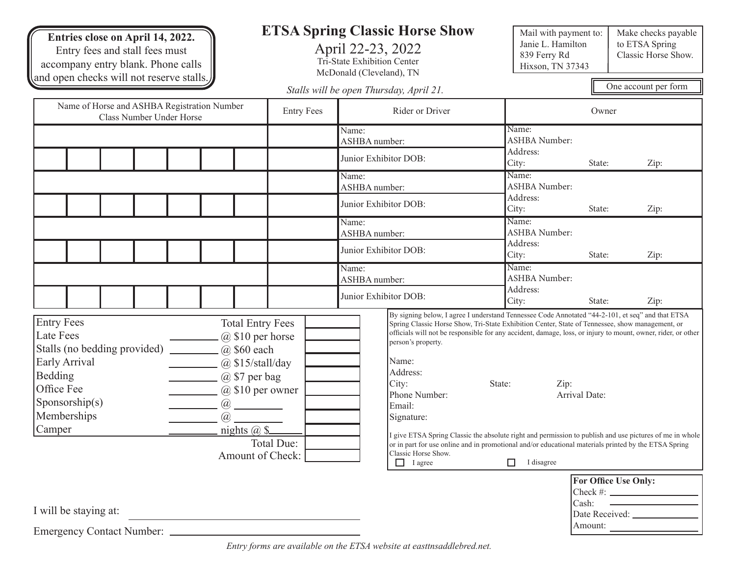**Entries close on April 14, 2022.**
Entry fees and stall fees must accompany entry blank. Phone calls and open checks will not reserve stalls.

# ETSA Spring Classic Horse Show

April 22-23, 2022
Tri-State Exhibition Center
McDonald (Cleveland), TN

*Stalls will be open Thursday, April 21.*

| Mail with payment to: | Make checks payable |
|---|---|
| Janie L. Hamilton<br>839 Ferry Rd<br>Hixson, TN 37343 | to ETSA Spring Classic Horse Show. |

One account per form

| Name of Horse and ASHBA Registration Number<br>Class Number Under Horse | | | | | | | Entry Fees | Rider or Driver | Owner |
|---|---|---|---|---|---|---|---|---|---|
| | | | | | | | | Name:<br>ASHBA number: | Name:<br>ASHBA Number: |
| | | | | | | | | Junior Exhibitor DOB: | Address:<br>City: State: Zip: |
| | | | | | | | | Name:<br>ASHBA number: | Name:<br>ASHBA Number: |
| | | | | | | | | Junior Exhibitor DOB: | Address:<br>City: State: Zip: |
| | | | | | | | | Name:<br>ASHBA number: | Name:<br>ASHBA Number: |
| | | | | | | | | Junior Exhibitor DOB: | Address:<br>City: State: Zip: |
| | | | | | | | | Name:<br>ASHBA number: | Name:<br>ASHBA Number: |
| | | | | | | | | Junior Exhibitor DOB: | Address:<br>City: State: Zip: |

| | | | |
|---|---|---|---|
| Entry Fees | | Total Entry Fees | |
| Late Fees | ________ | @ $10 per horse | |
| Stalls (no bedding provided) | ________ | @ $60 each | |
| Early Arrival | ________ | @ $15/stall/day | |
| Bedding | ________ | @ $7 per bag | |
| Office Fee | ________ | @ $10 per owner | |
| Sponsorship(s) | ________ | @ ________ | |
| Memberships | ________ | @ ________ | |
| Camper | ________ | nights @ $______ | |
| | | Total Due: | |
| | | Amount of Check: | |

By signing below, I agree I understand Tennessee Code Annotated "44-2-101, et seq" and that ETSA Spring Classic Horse Show, Tri-State Exhibition Center, State of Tennessee, show management, or officials will not be responsible for any accident, damage, loss, or injury to mount, owner, rider, or other person's property.

Name:
Address:
City: State: Zip:
Phone Number: Arrival Date:
Email:
Signature:

I give ETSA Spring Classic the absolute right and permission to publish and use pictures of me in whole or in part for use online and in promotional and/or educational materials printed by the ETSA Spring Classic Horse Show.

☐ I agree ☐ I disagree

**For Office Use Only:**
Check #: ____________
Cash: ____________
Date Received: ____________
Amount: ____________

I will be staying at: ______________________________

Emergency Contact Number: ______________________________

*Entry forms are available on the ETSA website at easttnsaddlebred.net.*